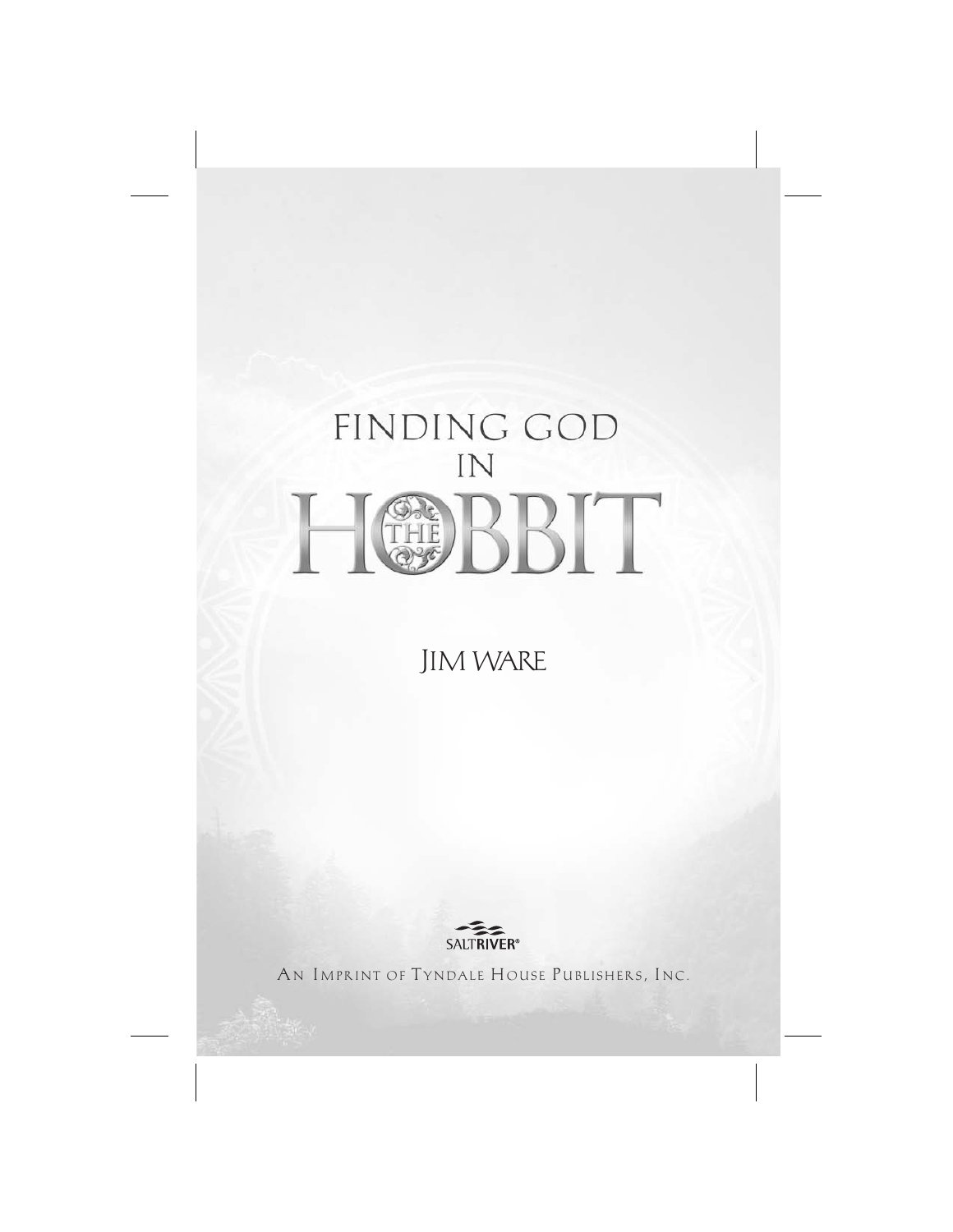# FINDING GOD IN THE HOBBIT

## JIM WARE

SALTRIVER®

AN IMPRINT OF TYNDALE HOUSE PUBLISHERS, INC.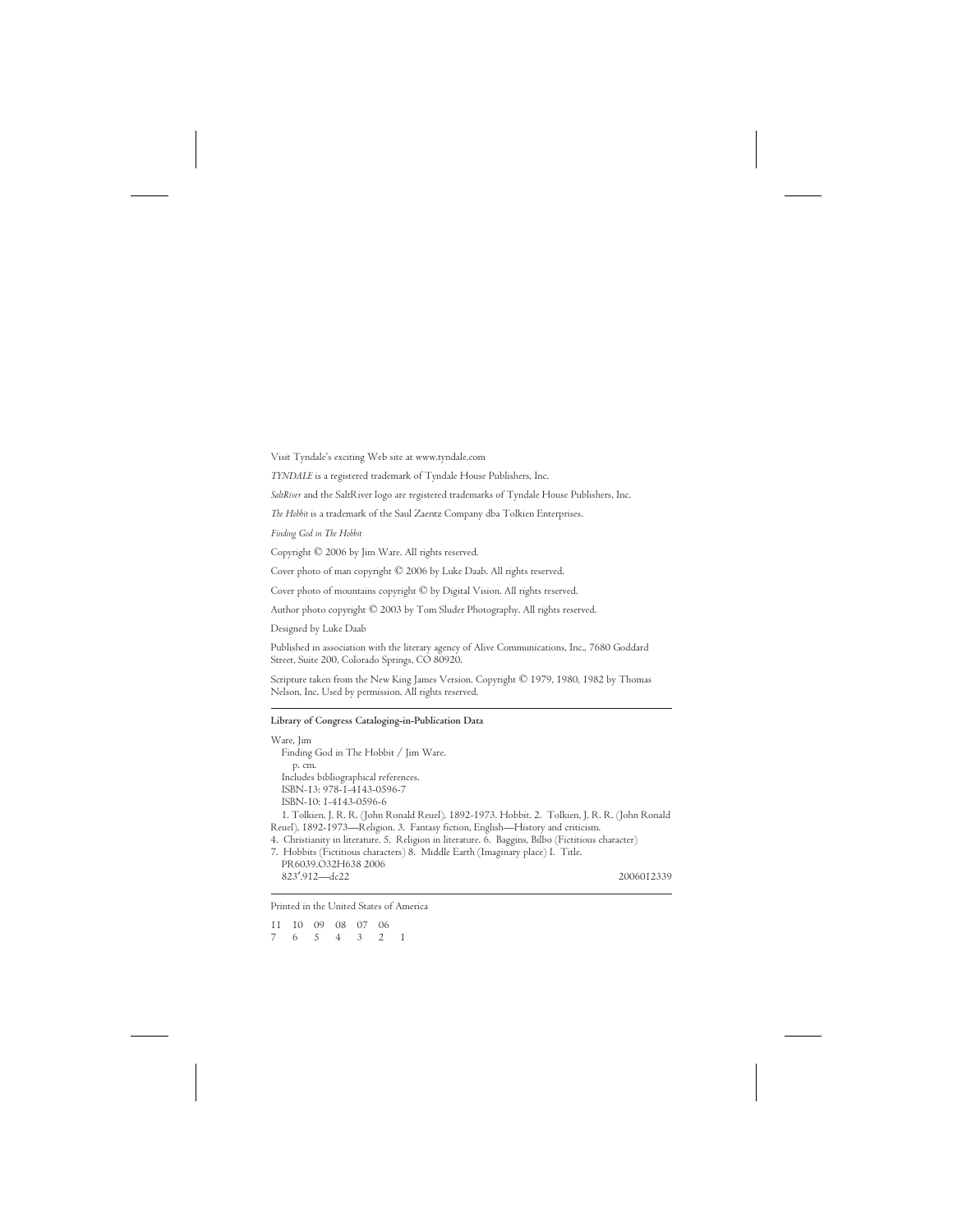Visit Tyndale's exciting Web site at www.tyndale.com

*TYNDALE* is a registered trademark of Tyndale House Publishers, Inc.

*SaltRiver* and the SaltRiver logo are registered trademarks of Tyndale House Publishers, Inc.

*The Hobbit* is a trademark of the Saul Zaentz Company dba Tolkien Enterprises.

*Finding God in The Hobbit*

Copyright © 2006 by Jim Ware. All rights reserved.

Cover photo of man copyright © 2006 by Luke Daab. All rights reserved.

Cover photo of mountains copyright © by Digital Vision. All rights reserved.

Author photo copyright © 2003 by Tom Sluder Photography. All rights reserved.

Designed by Luke Daab

Published in association with the literary agency of Alive Communications, Inc., 7680 Goddard Street, Suite 200, Colorado Springs, CO 80920.

Scripture taken from the New King James Version. Copyright © 1979, 1980, 1982 by Thomas Nelson, Inc. Used by permission. All rights reserved.

---

**Library of Congress Cataloging-in-Publication Data**

Ware, Jim
  Finding God in The Hobbit / Jim Ware.
    p. cm.
  Includes bibliographical references.
  ISBN-13: 978-1-4143-0596-7
  ISBN-10: 1-4143-0596-6
  1. Tolkien, J. R. R. (John Ronald Reuel), 1892-1973. Hobbit. 2. Tolkien, J. R. R. (John Ronald Reuel), 1892-1973—Religion. 3. Fantasy fiction, English—History and criticism.
4. Christianity in literature. 5. Religion in literature. 6. Baggins, Bilbo (Fictitious character)
7. Hobbits (Fictitious characters) 8. Middle Earth (Imaginary place) I. Title.
  PR6039.O32H638 2006
  823′.912—dc22                                                                 2006012339

---

Printed in the United States of America

11 10 09 08 07 06
7 6 5 4 3 2 1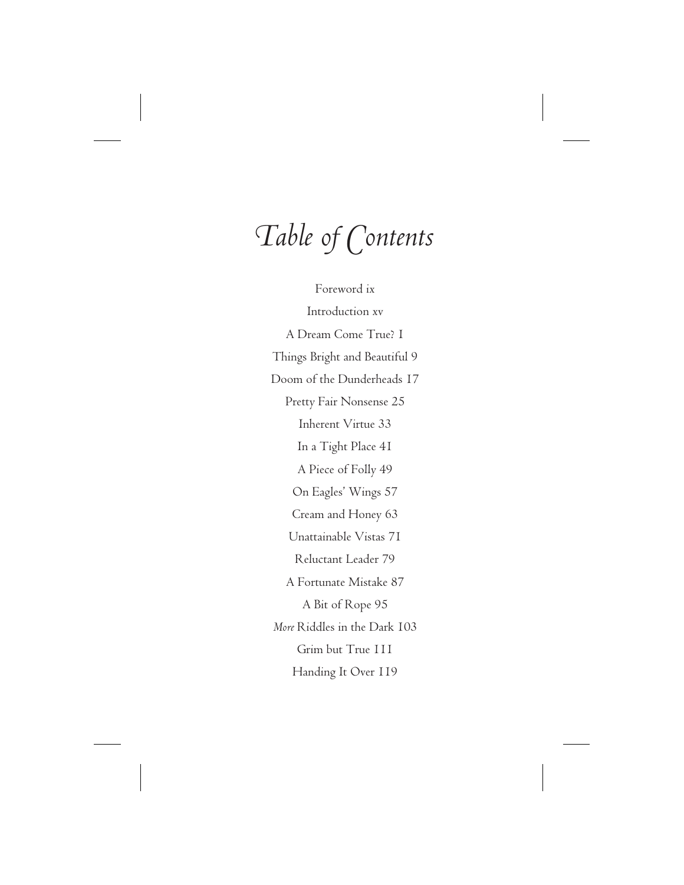# *Table of Contents*

Foreword ix

Introduction xv

A Dream Come True? 1

Things Bright and Beautiful 9

Doom of the Dunderheads 17

Pretty Fair Nonsense 25

Inherent Virtue 33

In a Tight Place 41

A Piece of Folly 49

On Eagles' Wings 57

Cream and Honey 63

Unattainable Vistas 71

Reluctant Leader 79

A Fortunate Mistake 87

A Bit of Rope 95

*More* Riddles in the Dark 103

Grim but True 111

Handing It Over 119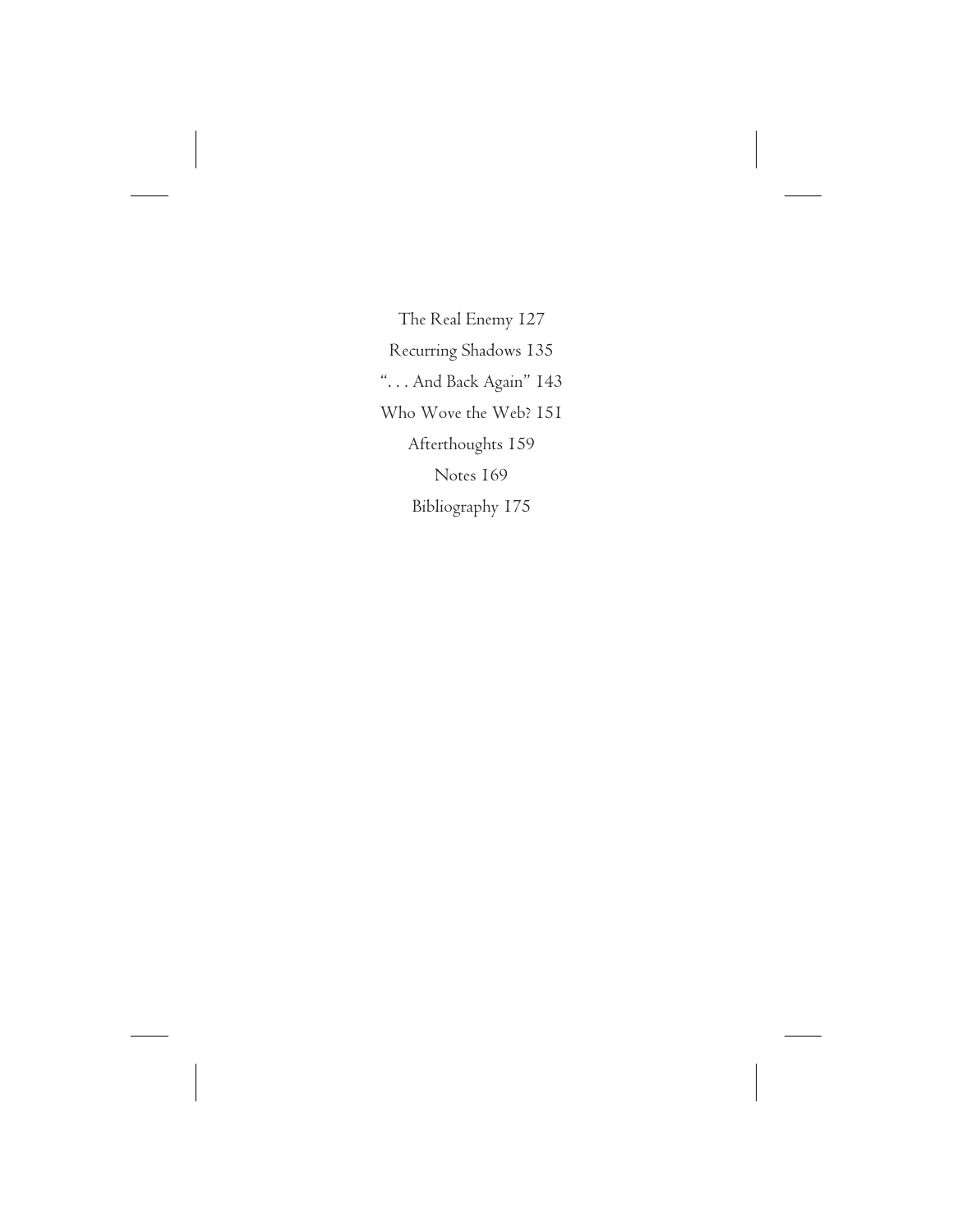The Real Enemy 127

Recurring Shadows 135

". . . And Back Again" 143

Who Wove the Web? 151

Afterthoughts 159

Notes 169

Bibliography 175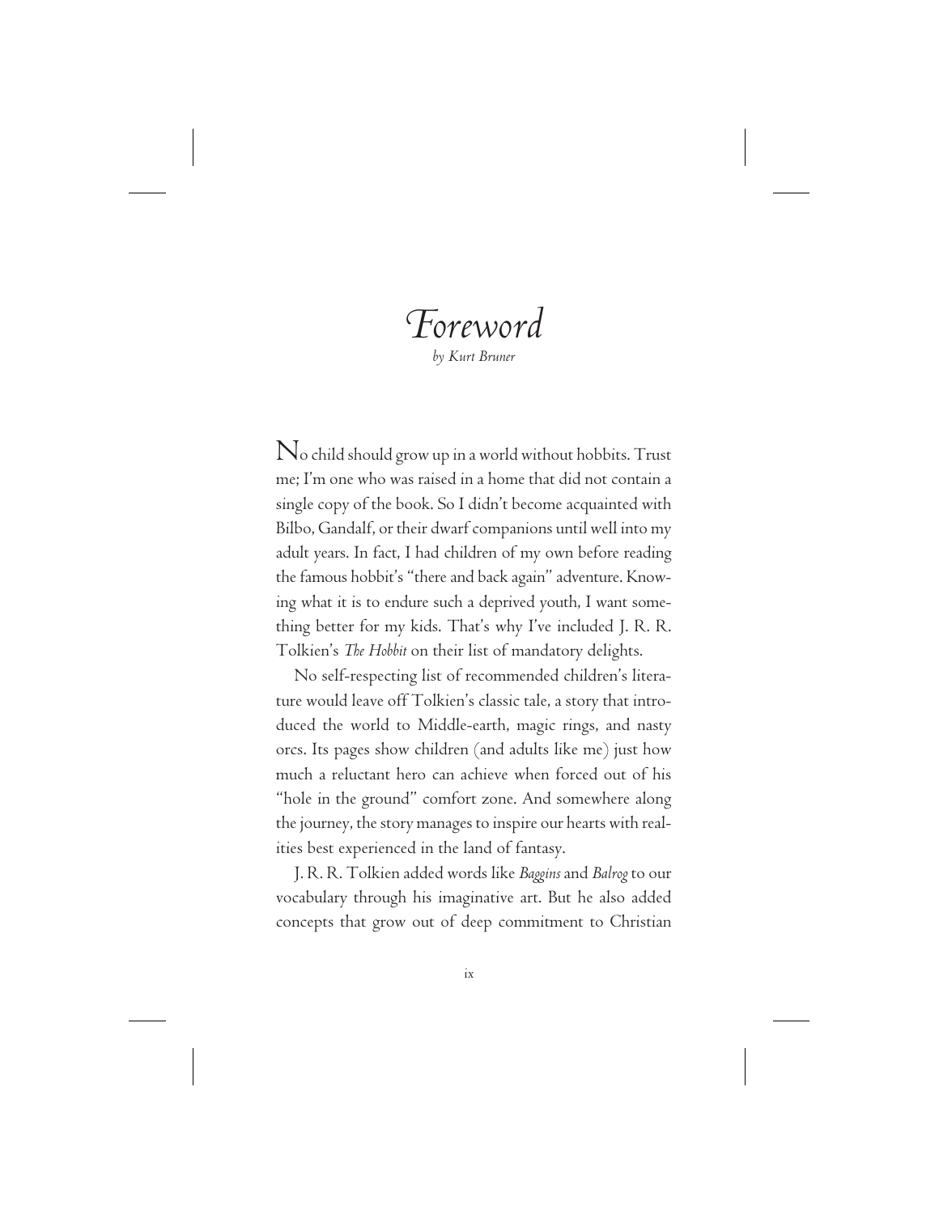# *Foreword*

*by Kurt Bruner*

No child should grow up in a world without hobbits. Trust me; I'm one who was raised in a home that did not contain a single copy of the book. So I didn't become acquainted with Bilbo, Gandalf, or their dwarf companions until well into my adult years. In fact, I had children of my own before reading the famous hobbit's "there and back again" adventure. Knowing what it is to endure such a deprived youth, I want something better for my kids. That's why I've included J. R. R. Tolkien's *The Hobbit* on their list of mandatory delights.

No self-respecting list of recommended children's literature would leave off Tolkien's classic tale, a story that introduced the world to Middle-earth, magic rings, and nasty orcs. Its pages show children (and adults like me) just how much a reluctant hero can achieve when forced out of his "hole in the ground" comfort zone. And somewhere along the journey, the story manages to inspire our hearts with realities best experienced in the land of fantasy.

J. R. R. Tolkien added words like *Baggins* and *Balrog* to our vocabulary through his imaginative art. But he also added concepts that grow out of deep commitment to Christian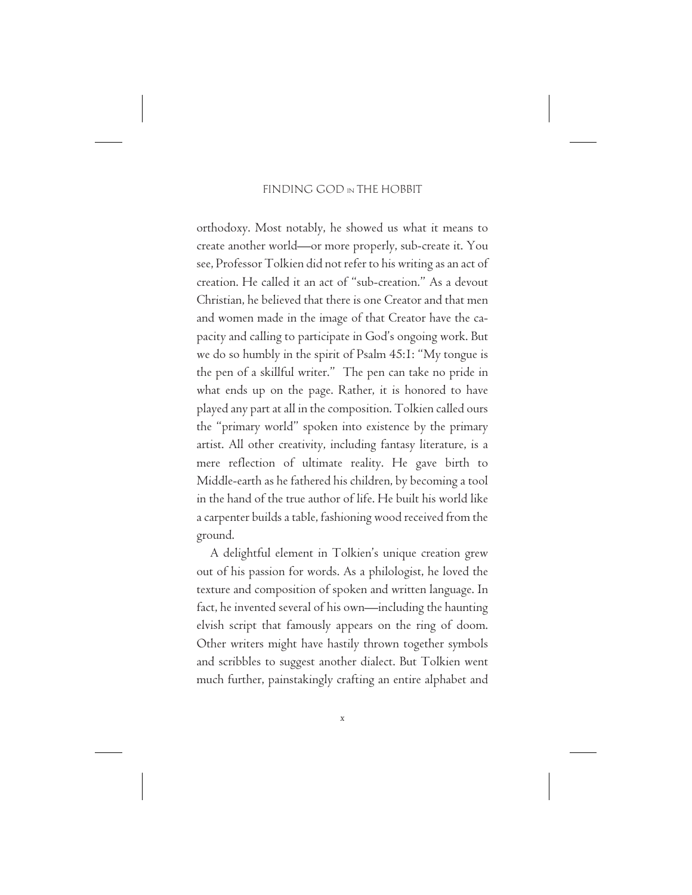orthodoxy. Most notably, he showed us what it means to create another world—or more properly, sub-create it. You see, Professor Tolkien did not refer to his writing as an act of creation. He called it an act of "sub-creation." As a devout Christian, he believed that there is one Creator and that men and women made in the image of that Creator have the capacity and calling to participate in God's ongoing work. But we do so humbly in the spirit of Psalm 45:1: "My tongue is the pen of a skillful writer." The pen can take no pride in what ends up on the page. Rather, it is honored to have played any part at all in the composition. Tolkien called ours the "primary world" spoken into existence by the primary artist. All other creativity, including fantasy literature, is a mere reflection of ultimate reality. He gave birth to Middle-earth as he fathered his children, by becoming a tool in the hand of the true author of life. He built his world like a carpenter builds a table, fashioning wood received from the ground.

A delightful element in Tolkien's unique creation grew out of his passion for words. As a philologist, he loved the texture and composition of spoken and written language. In fact, he invented several of his own—including the haunting elvish script that famously appears on the ring of doom. Other writers might have hastily thrown together symbols and scribbles to suggest another dialect. But Tolkien went much further, painstakingly crafting an entire alphabet and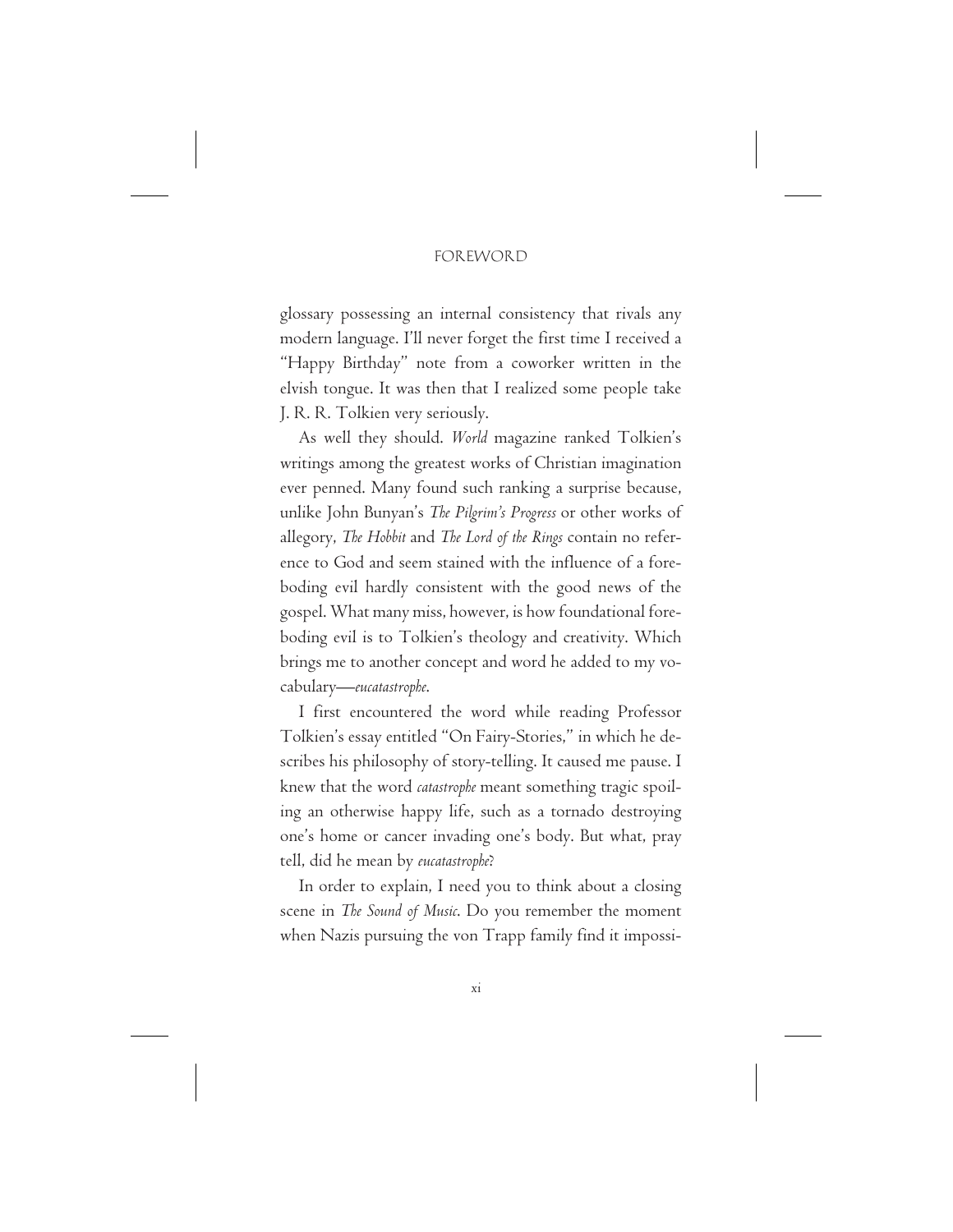glossary possessing an internal consistency that rivals any modern language. I'll never forget the first time I received a "Happy Birthday" note from a coworker written in the elvish tongue. It was then that I realized some people take J. R. R. Tolkien very seriously.

As well they should. *World* magazine ranked Tolkien's writings among the greatest works of Christian imagination ever penned. Many found such ranking a surprise because, unlike John Bunyan's *The Pilgrim's Progress* or other works of allegory, *The Hobbit* and *The Lord of the Rings* contain no reference to God and seem stained with the influence of a foreboding evil hardly consistent with the good news of the gospel. What many miss, however, is how foundational foreboding evil is to Tolkien's theology and creativity. Which brings me to another concept and word he added to my vocabulary—*eucatastrophe*.

I first encountered the word while reading Professor Tolkien's essay entitled "On Fairy-Stories," in which he describes his philosophy of story-telling. It caused me pause. I knew that the word *catastrophe* meant something tragic spoiling an otherwise happy life, such as a tornado destroying one's home or cancer invading one's body. But what, pray tell, did he mean by *eucatastrophe*?

In order to explain, I need you to think about a closing scene in *The Sound of Music*. Do you remember the moment when Nazis pursuing the von Trapp family find it impossi-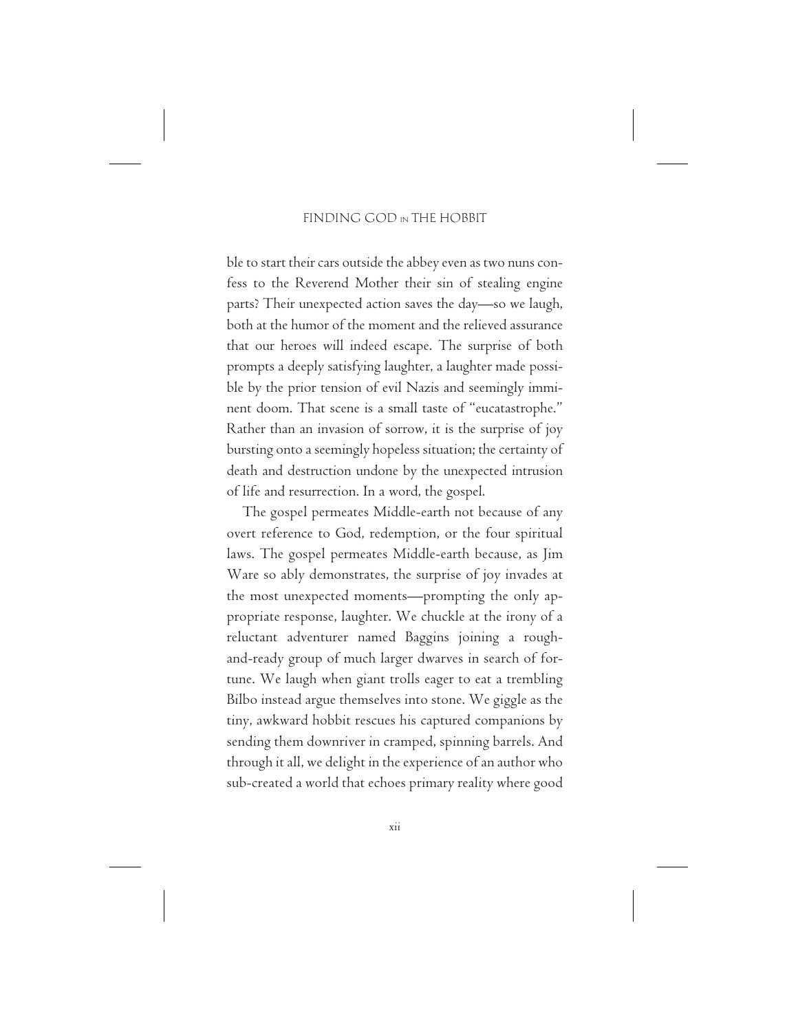ble to start their cars outside the abbey even as two nuns confess to the Reverend Mother their sin of stealing engine parts? Their unexpected action saves the day—so we laugh, both at the humor of the moment and the relieved assurance that our heroes will indeed escape. The surprise of both prompts a deeply satisfying laughter, a laughter made possible by the prior tension of evil Nazis and seemingly imminent doom. That scene is a small taste of "eucatastrophe." Rather than an invasion of sorrow, it is the surprise of joy bursting onto a seemingly hopeless situation; the certainty of death and destruction undone by the unexpected intrusion of life and resurrection. In a word, the gospel.

The gospel permeates Middle-earth not because of any overt reference to God, redemption, or the four spiritual laws. The gospel permeates Middle-earth because, as Jim Ware so ably demonstrates, the surprise of joy invades at the most unexpected moments—prompting the only appropriate response, laughter. We chuckle at the irony of a reluctant adventurer named Baggins joining a rough-and-ready group of much larger dwarves in search of fortune. We laugh when giant trolls eager to eat a trembling Bilbo instead argue themselves into stone. We giggle as the tiny, awkward hobbit rescues his captured companions by sending them downriver in cramped, spinning barrels. And through it all, we delight in the experience of an author who sub-created a world that echoes primary reality where good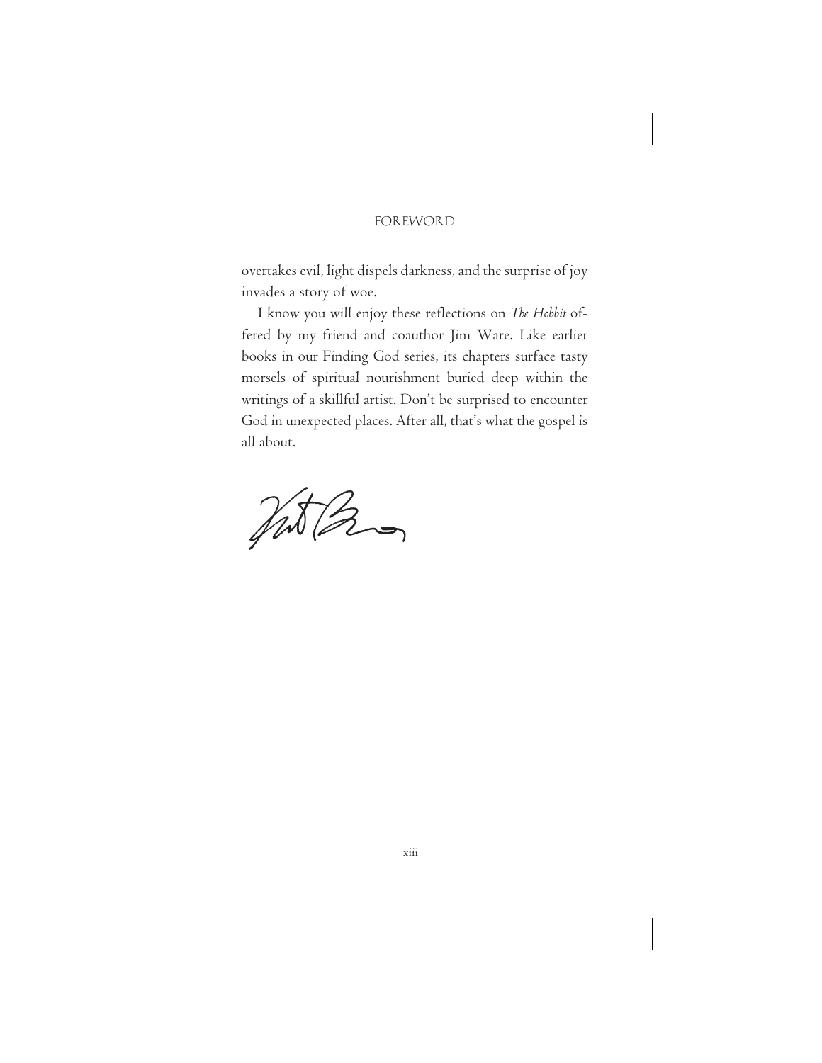overtakes evil, light dispels darkness, and the surprise of joy invades a story of woe.

I know you will enjoy these reflections on *The Hobbit* offered by my friend and coauthor Jim Ware. Like earlier books in our Finding God series, its chapters surface tasty morsels of spiritual nourishment buried deep within the writings of a skillful artist. Don't be surprised to encounter God in unexpected places. After all, that's what the gospel is all about.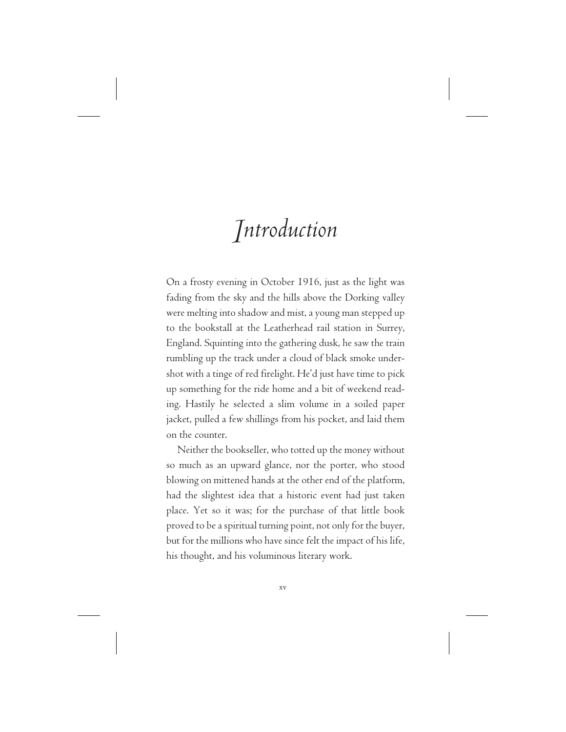# *Introduction*

On a frosty evening in October 1916, just as the light was fading from the sky and the hills above the Dorking valley were melting into shadow and mist, a young man stepped up to the bookstall at the Leatherhead rail station in Surrey, England. Squinting into the gathering dusk, he saw the train rumbling up the track under a cloud of black smoke undershot with a tinge of red firelight. He'd just have time to pick up something for the ride home and a bit of weekend reading. Hastily he selected a slim volume in a soiled paper jacket, pulled a few shillings from his pocket, and laid them on the counter.

Neither the bookseller, who totted up the money without so much as an upward glance, nor the porter, who stood blowing on mittened hands at the other end of the platform, had the slightest idea that a historic event had just taken place. Yet so it was; for the purchase of that little book proved to be a spiritual turning point, not only for the buyer, but for the millions who have since felt the impact of his life, his thought, and his voluminous literary work.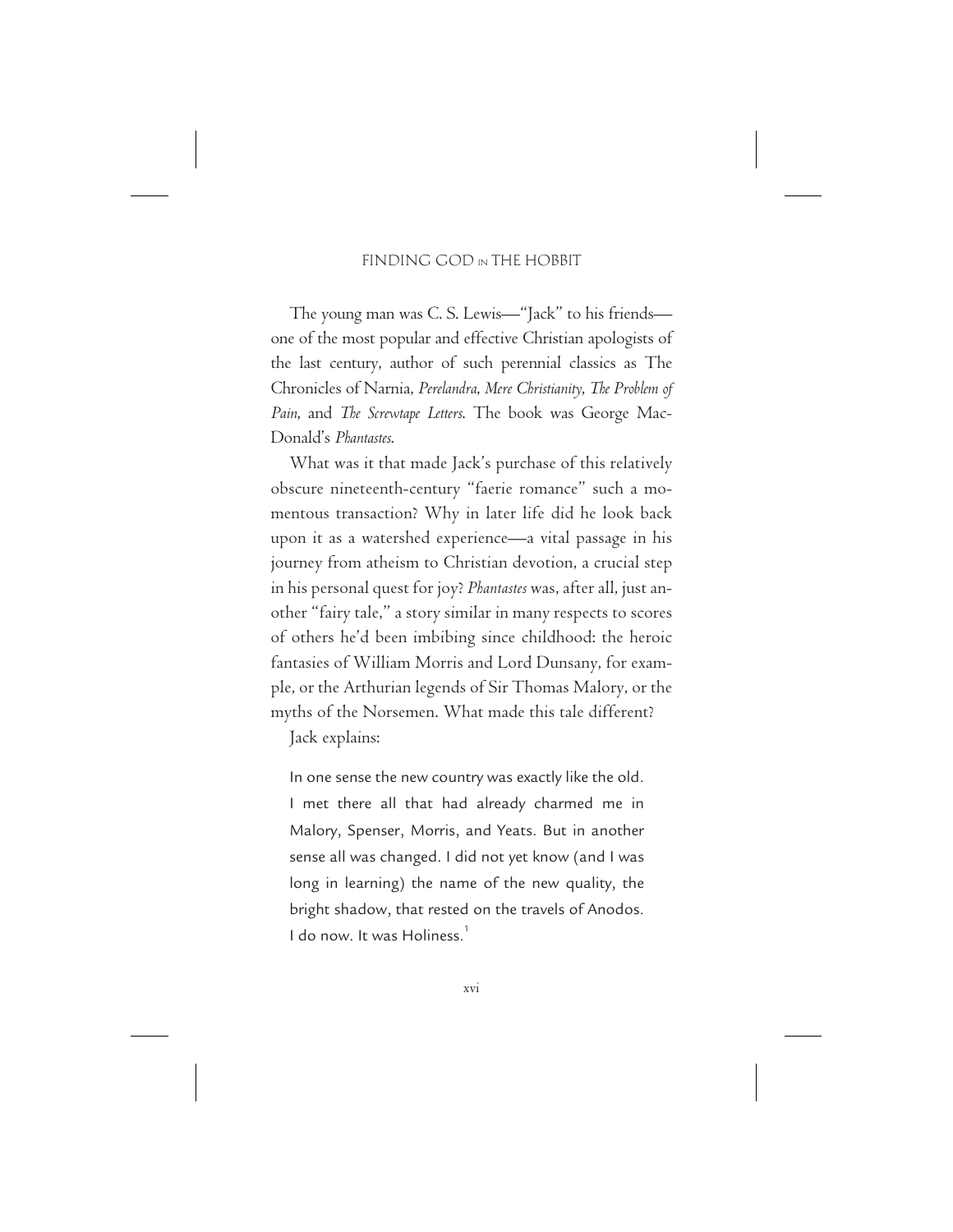The young man was C. S. Lewis—"Jack" to his friends—one of the most popular and effective Christian apologists of the last century, author of such perennial classics as The Chronicles of Narnia, *Perelandra, Mere Christianity, The Problem of Pain,* and *The Screwtape Letters*. The book was George MacDonald's *Phantastes*.

What was it that made Jack's purchase of this relatively obscure nineteenth-century "faerie romance" such a momentous transaction? Why in later life did he look back upon it as a watershed experience—a vital passage in his journey from atheism to Christian devotion, a crucial step in his personal quest for joy? *Phantastes* was, after all, just another "fairy tale," a story similar in many respects to scores of others he'd been imbibing since childhood: the heroic fantasies of William Morris and Lord Dunsany, for example, or the Arthurian legends of Sir Thomas Malory, or the myths of the Norsemen. What made this tale different?

Jack explains:

> In one sense the new country was exactly like the old. I met there all that had already charmed me in Malory, Spenser, Morris, and Yeats. But in another sense all was changed. I did not yet know (and I was long in learning) the name of the new quality, the bright shadow, that rested on the travels of Anodos. I do now. It was Holiness.[1]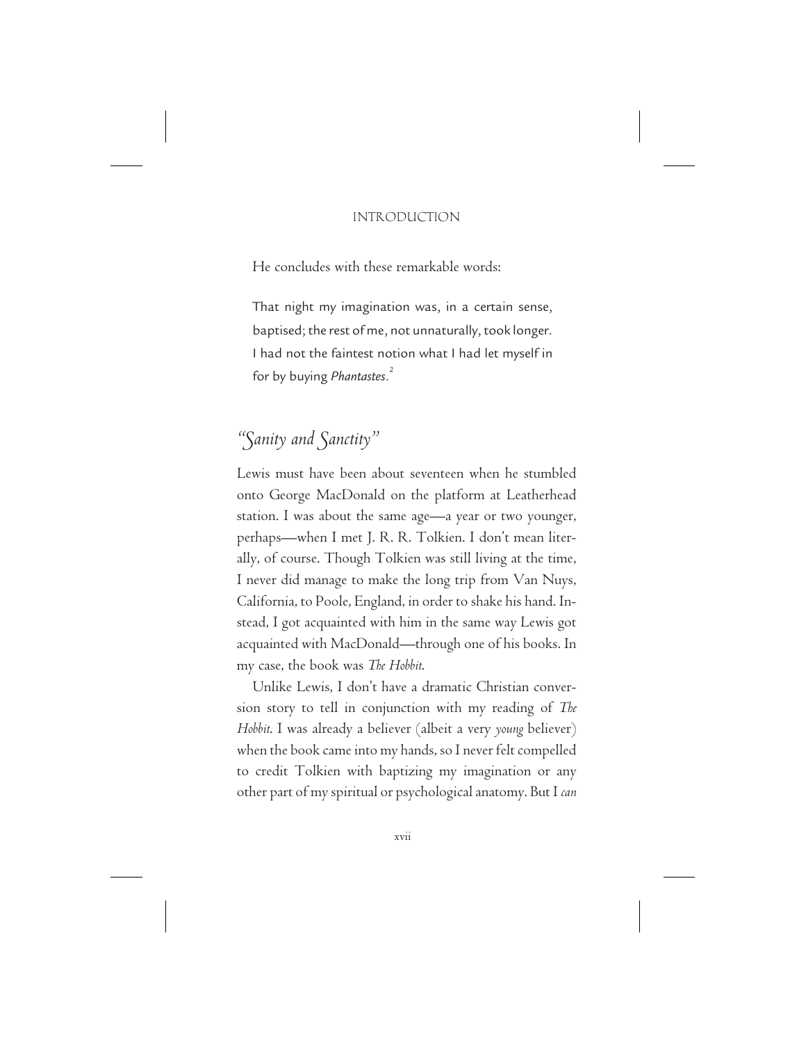He concludes with these remarkable words:

> That night my imagination was, in a certain sense, baptised; the rest of me, not unnaturally, took longer. I had not the faintest notion what I had let myself in for by buying *Phantastes*.[2]

## *"Sanity and Sanctity"*

Lewis must have been about seventeen when he stumbled onto George MacDonald on the platform at Leatherhead station. I was about the same age—a year or two younger, perhaps—when I met J. R. R. Tolkien. I don't mean literally, of course. Though Tolkien was still living at the time, I never did manage to make the long trip from Van Nuys, California, to Poole, England, in order to shake his hand. Instead, I got acquainted with him in the same way Lewis got acquainted with MacDonald—through one of his books. In my case, the book was *The Hobbit*.

Unlike Lewis, I don't have a dramatic Christian conversion story to tell in conjunction with my reading of *The Hobbit*. I was already a believer (albeit a very *young* believer) when the book came into my hands, so I never felt compelled to credit Tolkien with baptizing my imagination or any other part of my spiritual or psychological anatomy. But I *can*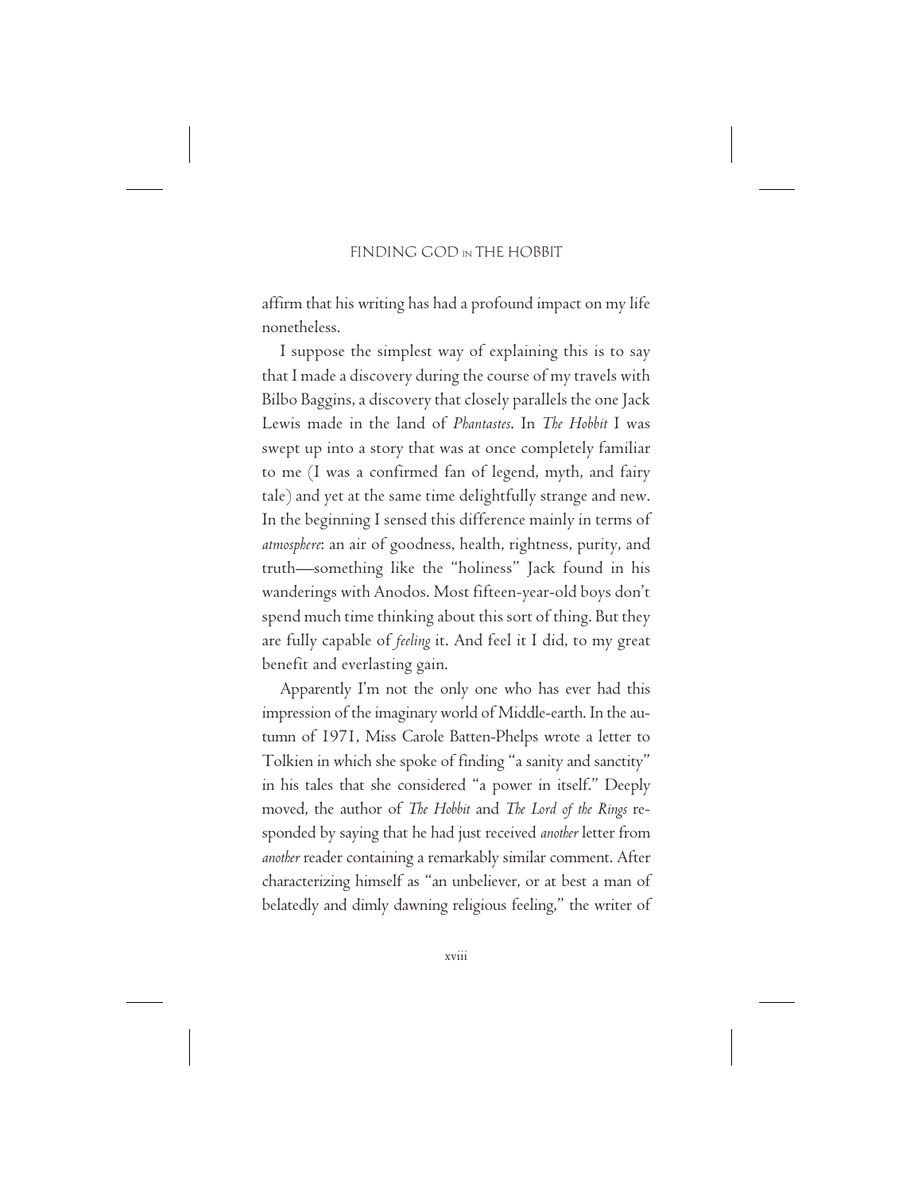affirm that his writing has had a profound impact on my life nonetheless.

I suppose the simplest way of explaining this is to say that I made a discovery during the course of my travels with Bilbo Baggins, a discovery that closely parallels the one Jack Lewis made in the land of *Phantastes*. In *The Hobbit* I was swept up into a story that was at once completely familiar to me (I was a confirmed fan of legend, myth, and fairy tale) and yet at the same time delightfully strange and new. In the beginning I sensed this difference mainly in terms of *atmosphere*: an air of goodness, health, rightness, purity, and truth—something like the "holiness" Jack found in his wanderings with Anodos. Most fifteen-year-old boys don't spend much time thinking about this sort of thing. But they are fully capable of *feeling* it. And feel it I did, to my great benefit and everlasting gain.

Apparently I'm not the only one who has ever had this impression of the imaginary world of Middle-earth. In the autumn of 1971, Miss Carole Batten-Phelps wrote a letter to Tolkien in which she spoke of finding "a sanity and sanctity" in his tales that she considered "a power in itself." Deeply moved, the author of *The Hobbit* and *The Lord of the Rings* responded by saying that he had just received *another* letter from *another* reader containing a remarkably similar comment. After characterizing himself as "an unbeliever, or at best a man of belatedly and dimly dawning religious feeling," the writer of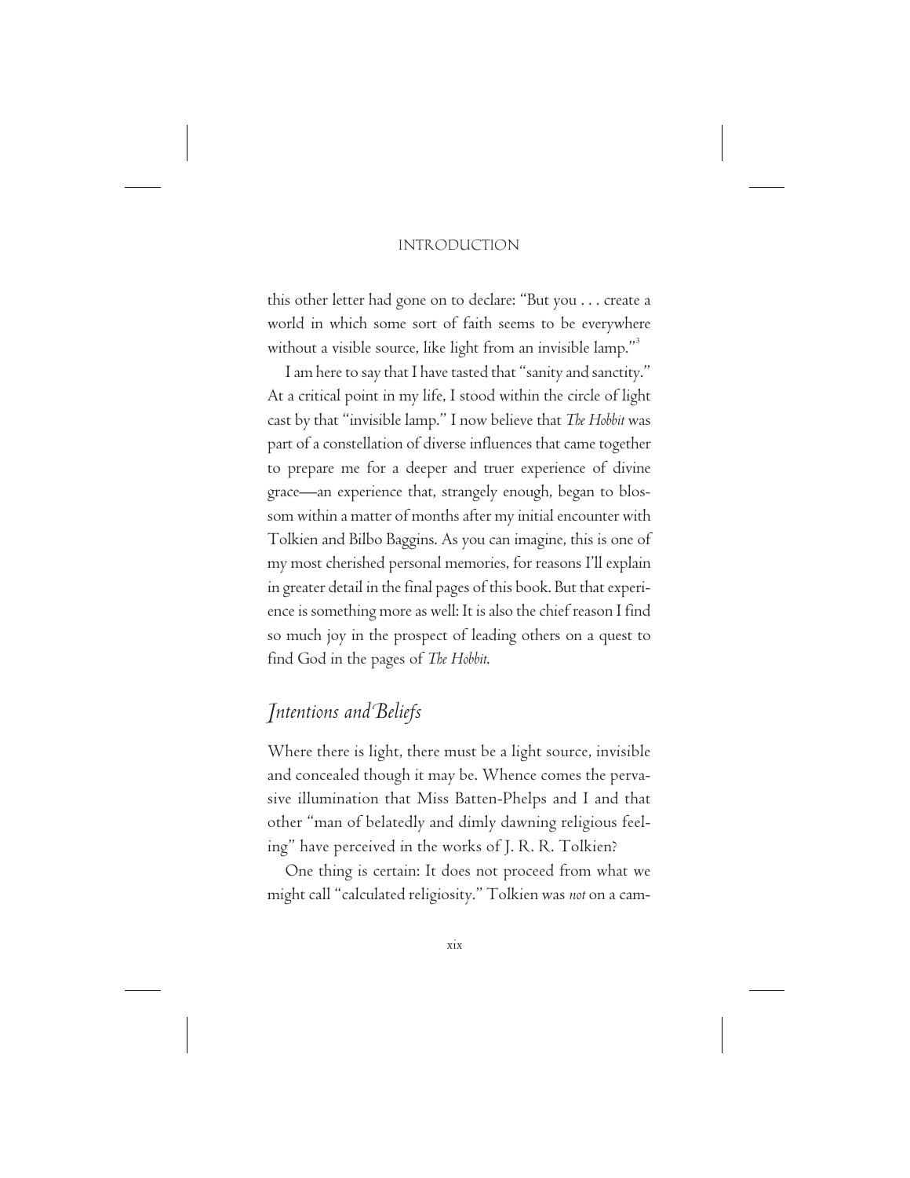this other letter had gone on to declare: "But you . . . create a world in which some sort of faith seems to be everywhere without a visible source, like light from an invisible lamp."[3]

I am here to say that I have tasted that "sanity and sanctity." At a critical point in my life, I stood within the circle of light cast by that "invisible lamp." I now believe that *The Hobbit* was part of a constellation of diverse influences that came together to prepare me for a deeper and truer experience of divine grace—an experience that, strangely enough, began to blossom within a matter of months after my initial encounter with Tolkien and Bilbo Baggins. As you can imagine, this is one of my most cherished personal memories, for reasons I'll explain in greater detail in the final pages of this book. But that experience is something more as well: It is also the chief reason I find so much joy in the prospect of leading others on a quest to find God in the pages of *The Hobbit*.

## *Intentions and Beliefs*

Where there is light, there must be a light source, invisible and concealed though it may be. Whence comes the pervasive illumination that Miss Batten-Phelps and I and that other "man of belatedly and dimly dawning religious feeling" have perceived in the works of J. R. R. Tolkien?

One thing is certain: It does not proceed from what we might call "calculated religiosity." Tolkien was *not* on a cam-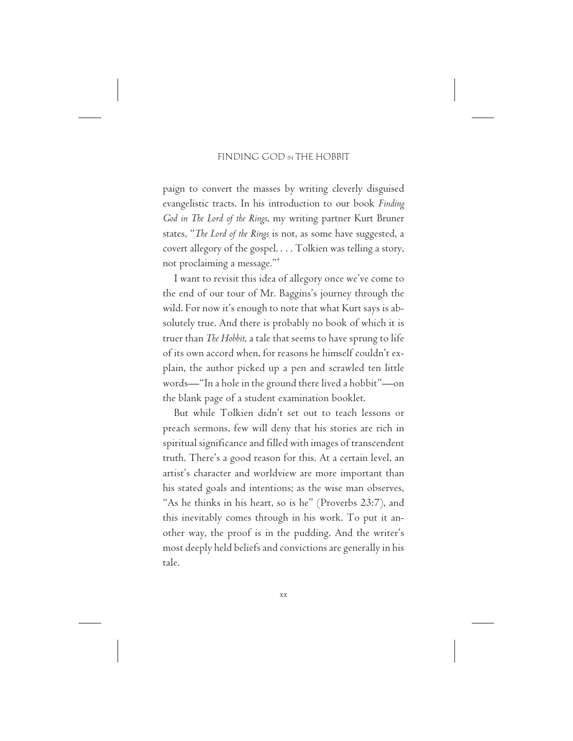paign to convert the masses by writing cleverly disguised evangelistic tracts. In his introduction to our book *Finding God in The Lord of the Rings*, my writing partner Kurt Bruner states, "*The Lord of the Rings* is not, as some have suggested, a covert allegory of the gospel. . . . Tolkien was telling a story, not proclaiming a message."[4]

I want to revisit this idea of allegory once we've come to the end of our tour of Mr. Baggins's journey through the wild. For now it's enough to note that what Kurt says is absolutely true. And there is probably no book of which it is truer than *The Hobbit*, a tale that seems to have sprung to life of its own accord when, for reasons he himself couldn't explain, the author picked up a pen and scrawled ten little words—"In a hole in the ground there lived a hobbit"—on the blank page of a student examination booklet.

But while Tolkien didn't set out to teach lessons or preach sermons, few will deny that his stories are rich in spiritual significance and filled with images of transcendent truth. There's a good reason for this. At a certain level, an artist's character and worldview are more important than his stated goals and intentions; as the wise man observes, "As he thinks in his heart, so is he" (Proverbs 23:7), and this inevitably comes through in his work. To put it another way, the proof is in the pudding. And the writer's most deeply held beliefs and convictions are generally in his tale.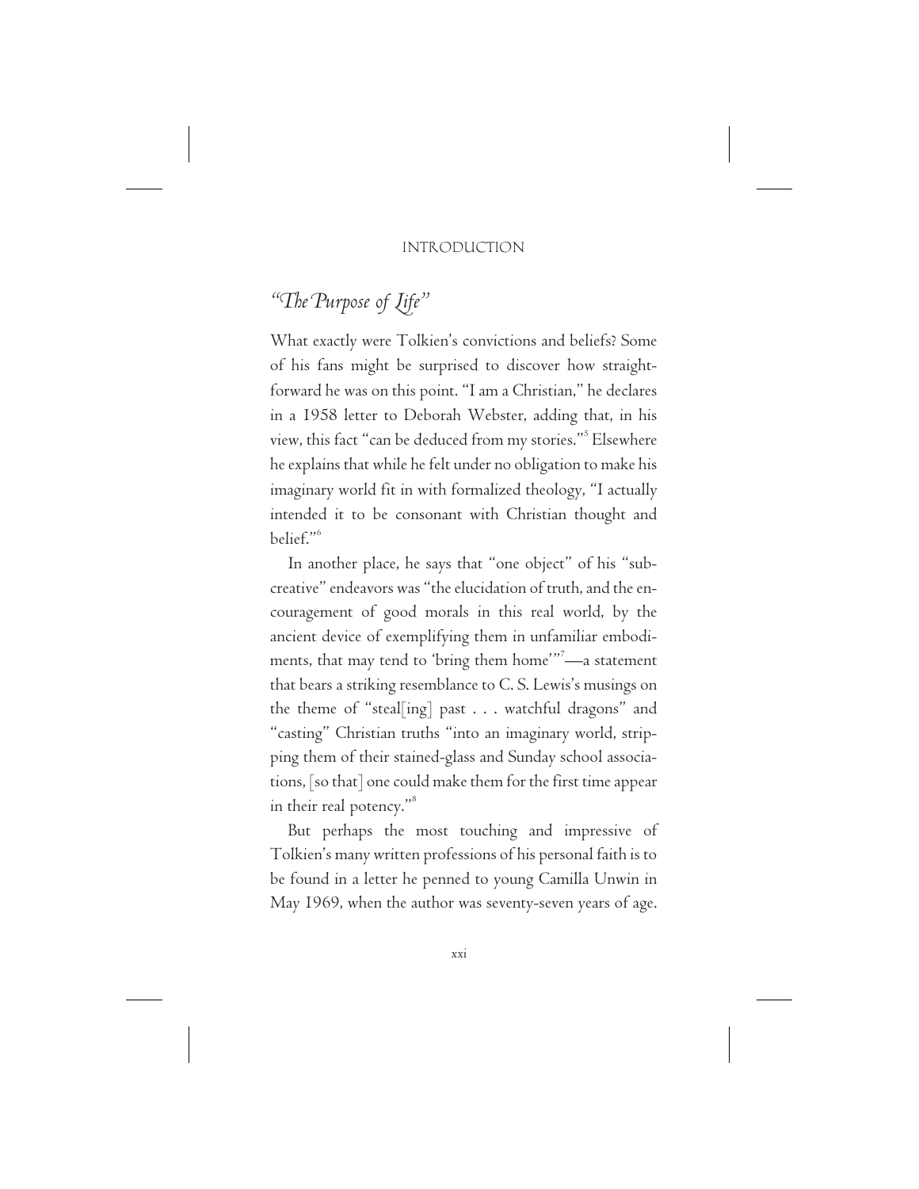## *"The Purpose of Life"*

What exactly were Tolkien's convictions and beliefs? Some of his fans might be surprised to discover how straightforward he was on this point. "I am a Christian," he declares in a 1958 letter to Deborah Webster, adding that, in his view, this fact "can be deduced from my stories."[5] Elsewhere he explains that while he felt under no obligation to make his imaginary world fit in with formalized theology, "I actually intended it to be consonant with Christian thought and belief."[6]

In another place, he says that "one object" of his "subcreative" endeavors was "the elucidation of truth, and the encouragement of good morals in this real world, by the ancient device of exemplifying them in unfamiliar embodiments, that may tend to 'bring them home'"[7]—a statement that bears a striking resemblance to C. S. Lewis's musings on the theme of "steal[ing] past . . . watchful dragons" and "casting" Christian truths "into an imaginary world, stripping them of their stained-glass and Sunday school associations, [so that] one could make them for the first time appear in their real potency."[8]

But perhaps the most touching and impressive of Tolkien's many written professions of his personal faith is to be found in a letter he penned to young Camilla Unwin in May 1969, when the author was seventy-seven years of age.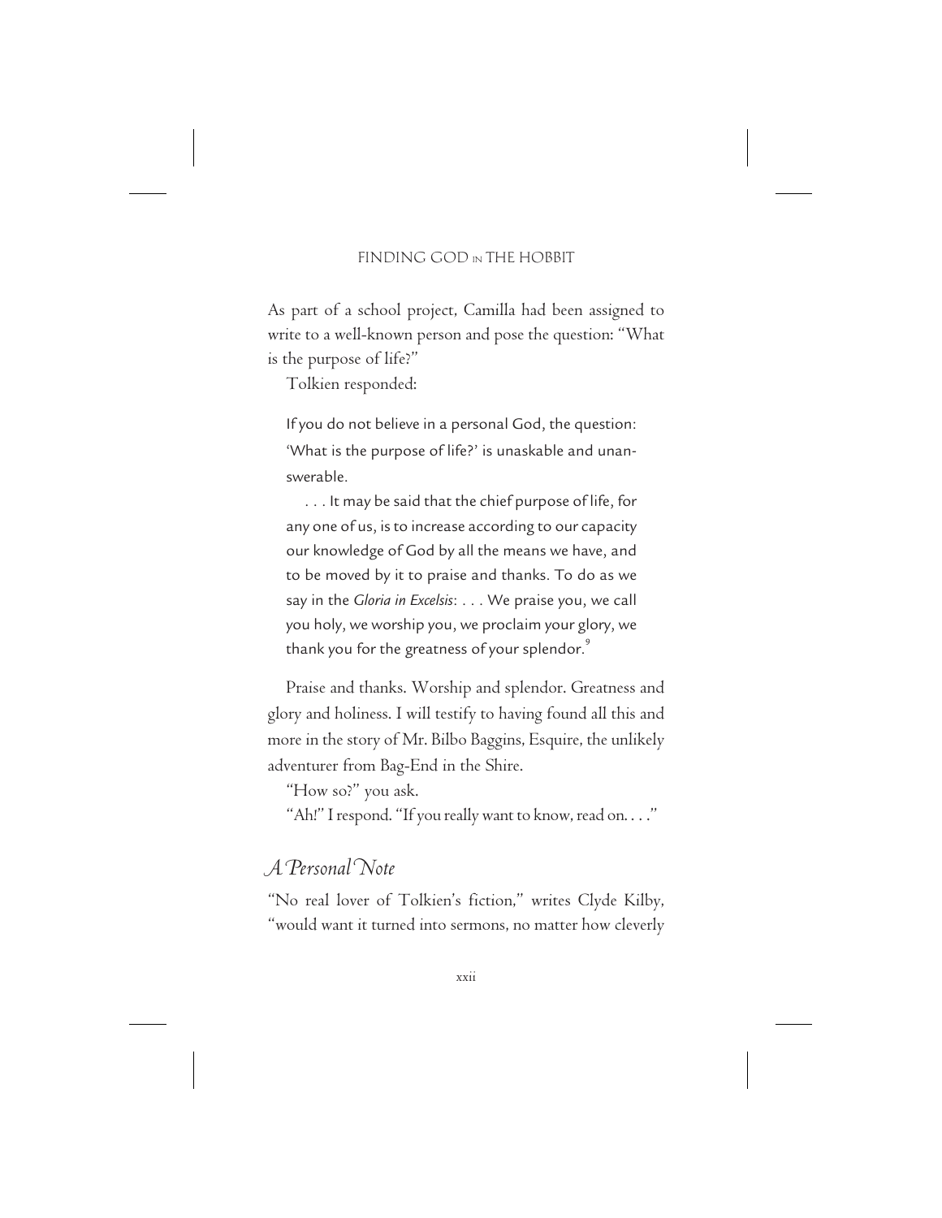As part of a school project, Camilla had been assigned to write to a well-known person and pose the question: "What is the purpose of life?"

Tolkien responded:

> If you do not believe in a personal God, the question: 'What is the purpose of life?' is unaskable and unanswerable.
>
> . . . It may be said that the chief purpose of life, for any one of us, is to increase according to our capacity our knowledge of God by all the means we have, and to be moved by it to praise and thanks. To do as we say in the *Gloria in Excelsis*: . . . We praise you, we call you holy, we worship you, we proclaim your glory, we thank you for the greatness of your splendor.[9]

Praise and thanks. Worship and splendor. Greatness and glory and holiness. I will testify to having found all this and more in the story of Mr. Bilbo Baggins, Esquire, the unlikely adventurer from Bag-End in the Shire.

"How so?" you ask.

"Ah!" I respond. "If you really want to know, read on. . . ."

## *A Personal Note*

"No real lover of Tolkien's fiction," writes Clyde Kilby, "would want it turned into sermons, no matter how cleverly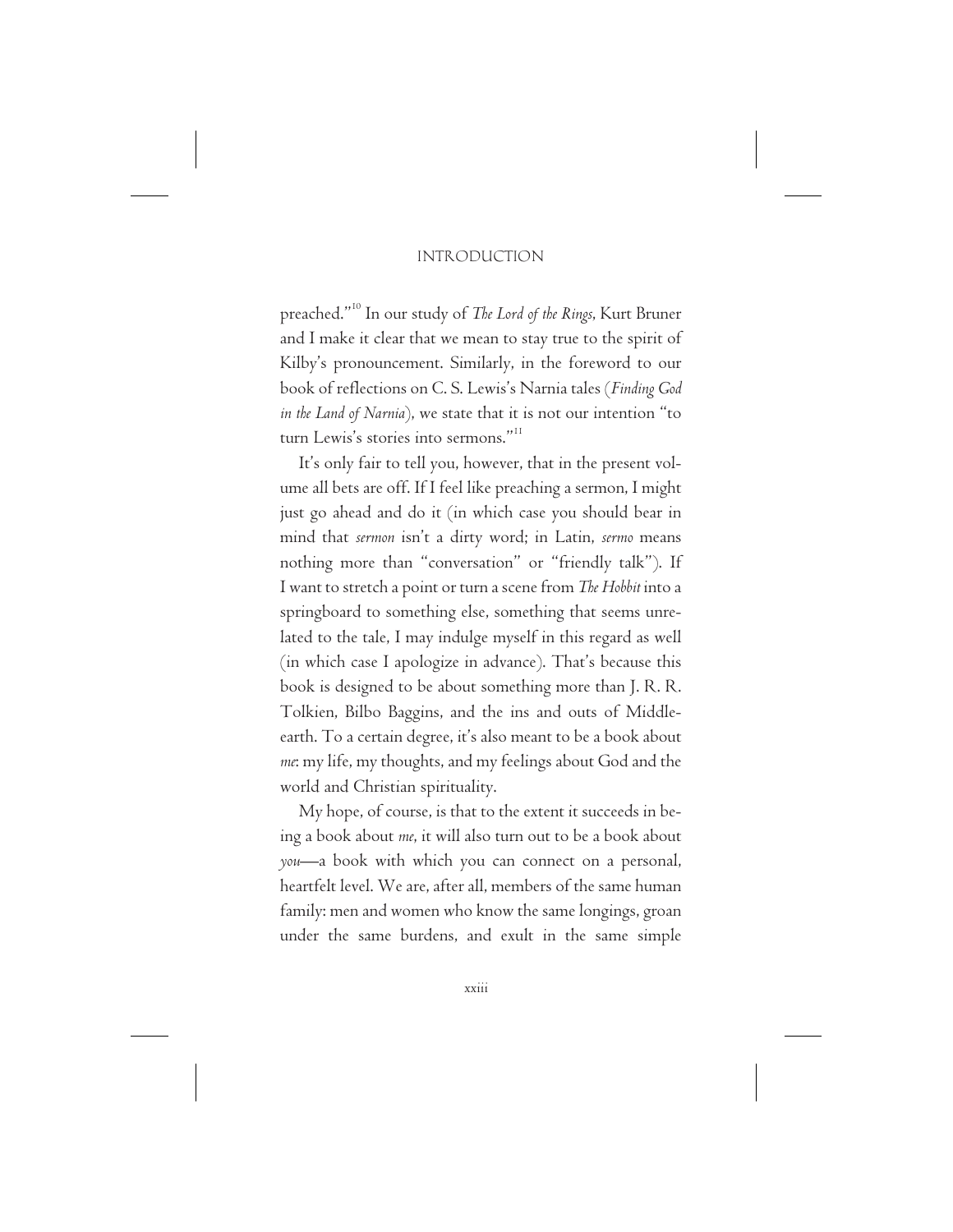preached."[10] In our study of *The Lord of the Rings*, Kurt Bruner and I make it clear that we mean to stay true to the spirit of Kilby's pronouncement. Similarly, in the foreword to our book of reflections on C. S. Lewis's Narnia tales (*Finding God in the Land of Narnia*), we state that it is not our intention "to turn Lewis's stories into sermons."[11]

It's only fair to tell you, however, that in the present volume all bets are off. If I feel like preaching a sermon, I might just go ahead and do it (in which case you should bear in mind that *sermon* isn't a dirty word; in Latin, *sermo* means nothing more than "conversation" or "friendly talk"). If I want to stretch a point or turn a scene from *The Hobbit* into a springboard to something else, something that seems unrelated to the tale, I may indulge myself in this regard as well (in which case I apologize in advance). That's because this book is designed to be about something more than J. R. R. Tolkien, Bilbo Baggins, and the ins and outs of Middle-earth. To a certain degree, it's also meant to be a book about *me*: my life, my thoughts, and my feelings about God and the world and Christian spirituality.

My hope, of course, is that to the extent it succeeds in being a book about *me*, it will also turn out to be a book about *you*—a book with which you can connect on a personal, heartfelt level. We are, after all, members of the same human family: men and women who know the same longings, groan under the same burdens, and exult in the same simple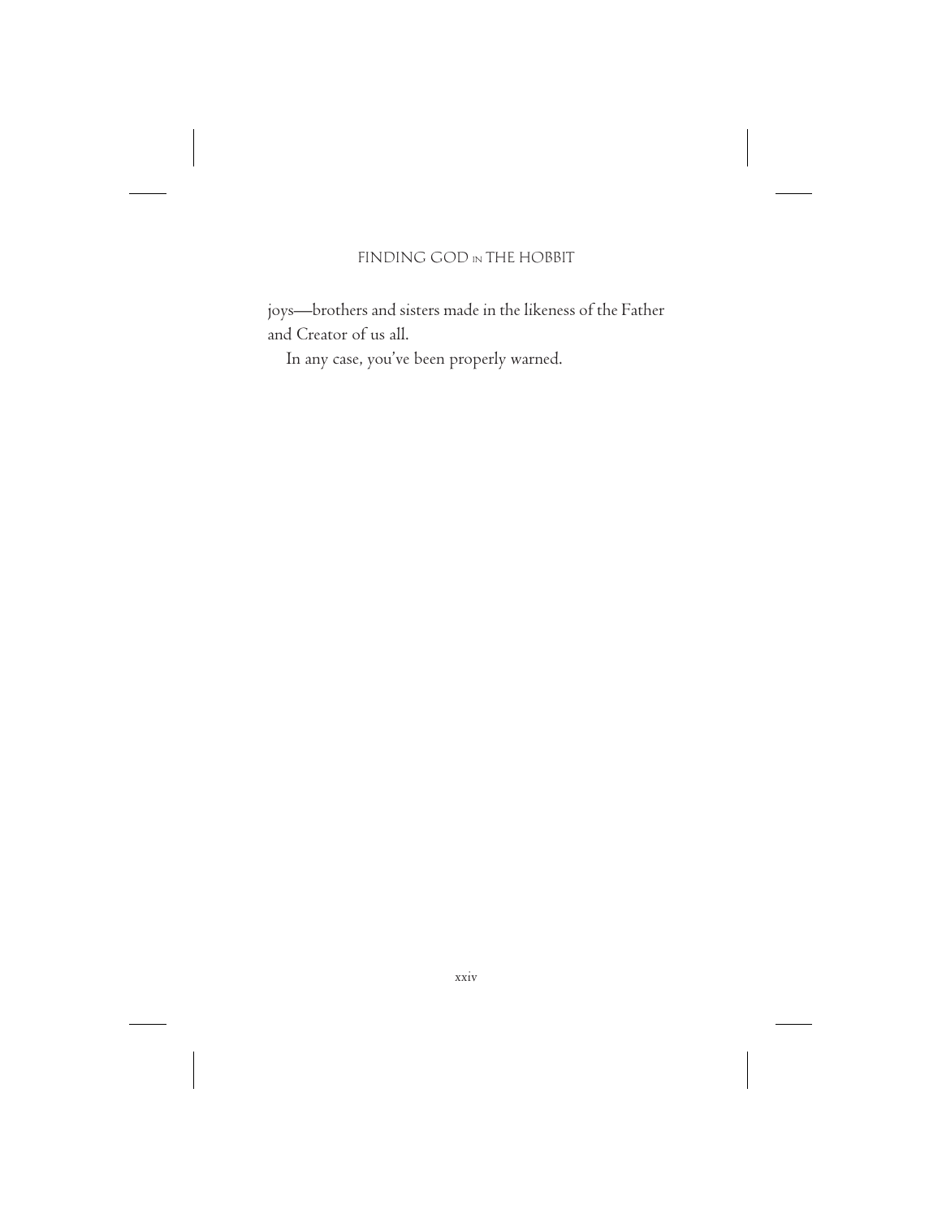joys—brothers and sisters made in the likeness of the Father and Creator of us all.

In any case, you've been properly warned.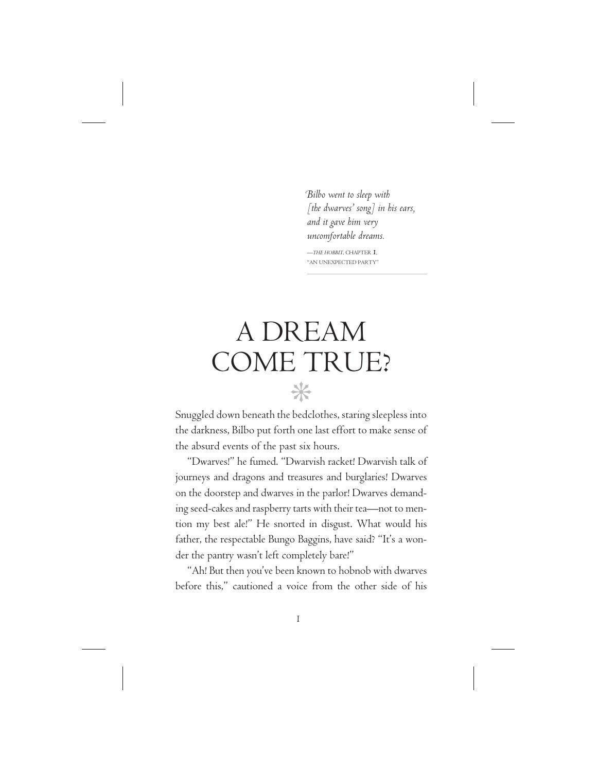*Bilbo went to sleep with [the dwarves' song] in his ears, and it gave him very uncomfortable dreams.*

—*THE HOBBIT*, CHAPTER I, "AN UNEXPECTED PARTY"

# A DREAM COME TRUE?

Snuggled down beneath the bedclothes, staring sleepless into the darkness, Bilbo put forth one last effort to make sense of the absurd events of the past six hours.

"Dwarves!" he fumed. "Dwarvish racket! Dwarvish talk of journeys and dragons and treasures and burglaries! Dwarves on the doorstep and dwarves in the parlor! Dwarves demanding seed-cakes and raspberry tarts with their tea—not to mention my best ale!" He snorted in disgust. What would his father, the respectable Bungo Baggins, have said? "It's a wonder the pantry wasn't left completely bare!"

"Ah! But then you've been known to hobnob with dwarves before this," cautioned a voice from the other side of his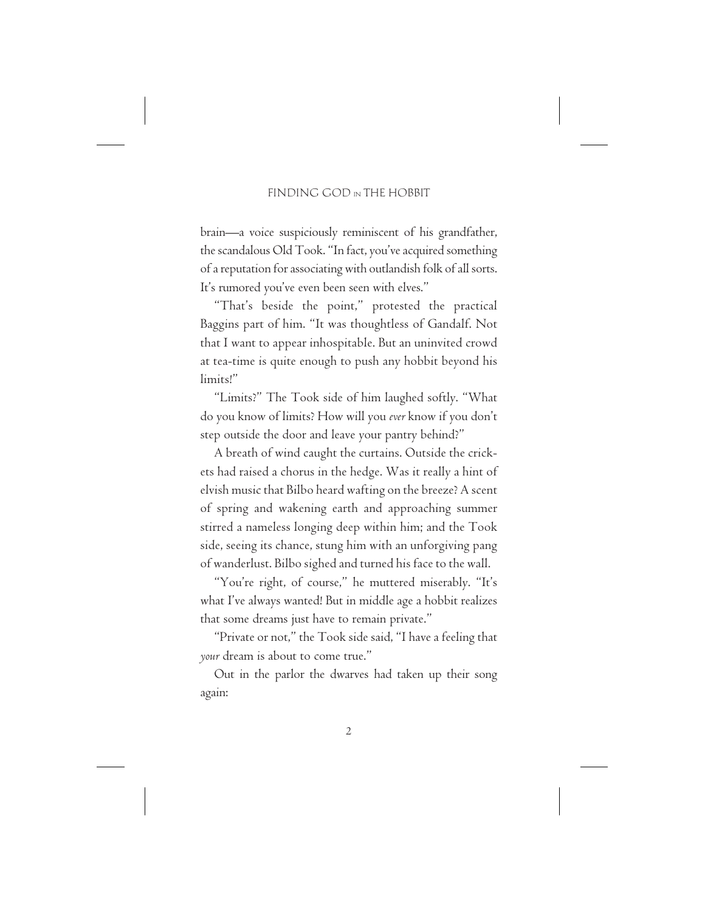brain—a voice suspiciously reminiscent of his grandfather, the scandalous Old Took. "In fact, you've acquired something of a reputation for associating with outlandish folk of all sorts. It's rumored you've even been seen with elves."

"That's beside the point," protested the practical Baggins part of him. "It was thoughtless of Gandalf. Not that I want to appear inhospitable. But an uninvited crowd at tea-time is quite enough to push any hobbit beyond his limits!"

"Limits?" The Took side of him laughed softly. "What do you know of limits? How will you *ever* know if you don't step outside the door and leave your pantry behind?"

A breath of wind caught the curtains. Outside the crickets had raised a chorus in the hedge. Was it really a hint of elvish music that Bilbo heard wafting on the breeze? A scent of spring and wakening earth and approaching summer stirred a nameless longing deep within him; and the Took side, seeing its chance, stung him with an unforgiving pang of wanderlust. Bilbo sighed and turned his face to the wall.

"You're right, of course," he muttered miserably. "It's what I've always wanted! But in middle age a hobbit realizes that some dreams just have to remain private."

"Private or not," the Took side said, "I have a feeling that *your* dream is about to come true."

Out in the parlor the dwarves had taken up their song again: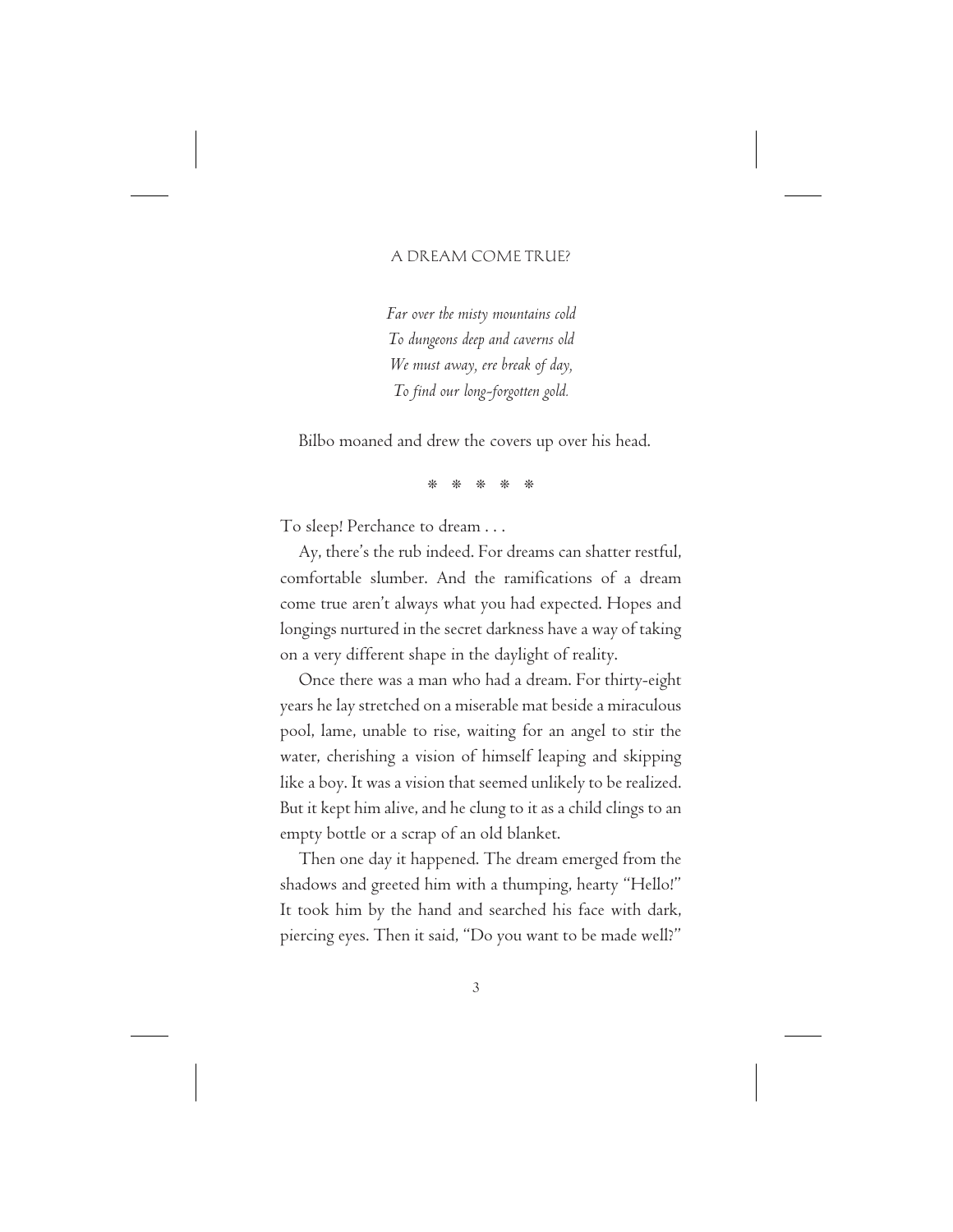## A DREAM COME TRUE?

*Far over the misty mountains cold*
*To dungeons deep and caverns old*
*We must away, ere break of day,*
*To find our long-forgotten gold.*

Bilbo moaned and drew the covers up over his head.

❋ ❋ ❋ ❋ ❋

To sleep! Perchance to dream . . .

Ay, there's the rub indeed. For dreams can shatter restful, comfortable slumber. And the ramifications of a dream come true aren't always what you had expected. Hopes and longings nurtured in the secret darkness have a way of taking on a very different shape in the daylight of reality.

Once there was a man who had a dream. For thirty-eight years he lay stretched on a miserable mat beside a miraculous pool, lame, unable to rise, waiting for an angel to stir the water, cherishing a vision of himself leaping and skipping like a boy. It was a vision that seemed unlikely to be realized. But it kept him alive, and he clung to it as a child clings to an empty bottle or a scrap of an old blanket.

Then one day it happened. The dream emerged from the shadows and greeted him with a thumping, hearty "Hello!" It took him by the hand and searched his face with dark, piercing eyes. Then it said, "Do you want to be made well?"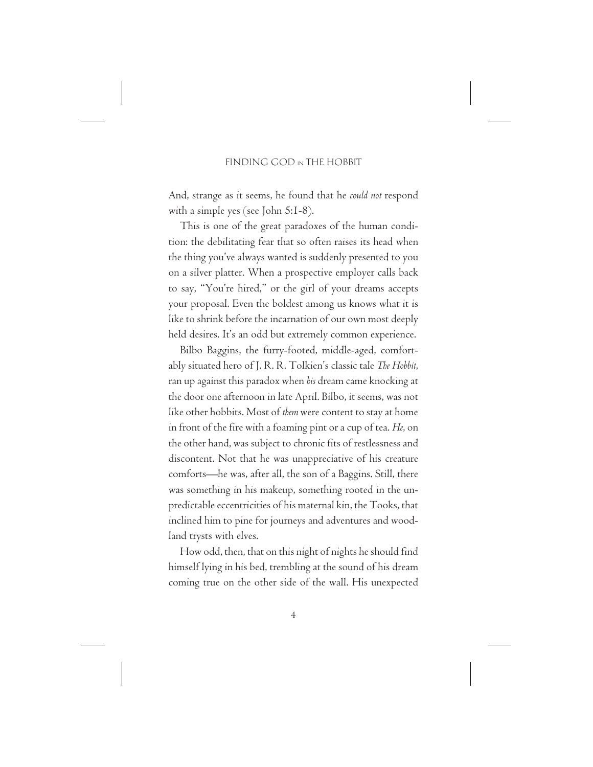And, strange as it seems, he found that he *could not* respond with a simple yes (see John 5:1-8).

This is one of the great paradoxes of the human condition: the debilitating fear that so often raises its head when the thing you've always wanted is suddenly presented to you on a silver platter. When a prospective employer calls back to say, "You're hired," or the girl of your dreams accepts your proposal. Even the boldest among us knows what it is like to shrink before the incarnation of our own most deeply held desires. It's an odd but extremely common experience.

Bilbo Baggins, the furry-footed, middle-aged, comfortably situated hero of J. R. R. Tolkien's classic tale *The Hobbit*, ran up against this paradox when *his* dream came knocking at the door one afternoon in late April. Bilbo, it seems, was not like other hobbits. Most of *them* were content to stay at home in front of the fire with a foaming pint or a cup of tea. *He*, on the other hand, was subject to chronic fits of restlessness and discontent. Not that he was unappreciative of his creature comforts—he was, after all, the son of a Baggins. Still, there was something in his makeup, something rooted in the unpredictable eccentricities of his maternal kin, the Tooks, that inclined him to pine for journeys and adventures and woodland trysts with elves.

How odd, then, that on this night of nights he should find himself lying in his bed, trembling at the sound of his dream coming true on the other side of the wall. His unexpected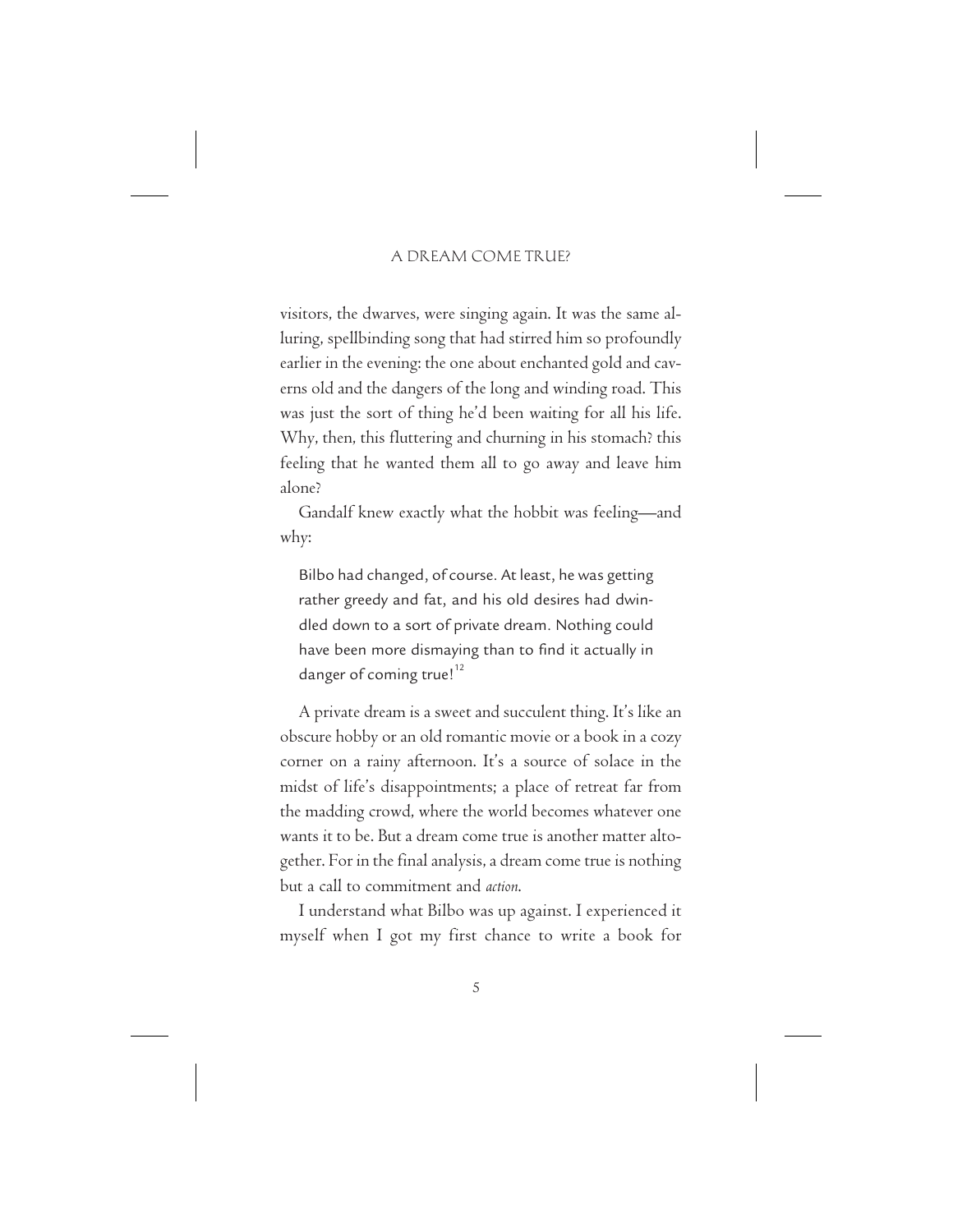visitors, the dwarves, were singing again. It was the same alluring, spellbinding song that had stirred him so profoundly earlier in the evening: the one about enchanted gold and caverns old and the dangers of the long and winding road. This was just the sort of thing he'd been waiting for all his life. Why, then, this fluttering and churning in his stomach? this feeling that he wanted them all to go away and leave him alone?

Gandalf knew exactly what the hobbit was feeling—and why:

> Bilbo had changed, of course. At least, he was getting rather greedy and fat, and his old desires had dwindled down to a sort of private dream. Nothing could have been more dismaying than to find it actually in danger of coming true![12]

A private dream is a sweet and succulent thing. It's like an obscure hobby or an old romantic movie or a book in a cozy corner on a rainy afternoon. It's a source of solace in the midst of life's disappointments; a place of retreat far from the madding crowd, where the world becomes whatever one wants it to be. But a dream come true is another matter altogether. For in the final analysis, a dream come true is nothing but a call to commitment and *action*.

I understand what Bilbo was up against. I experienced it myself when I got my first chance to write a book for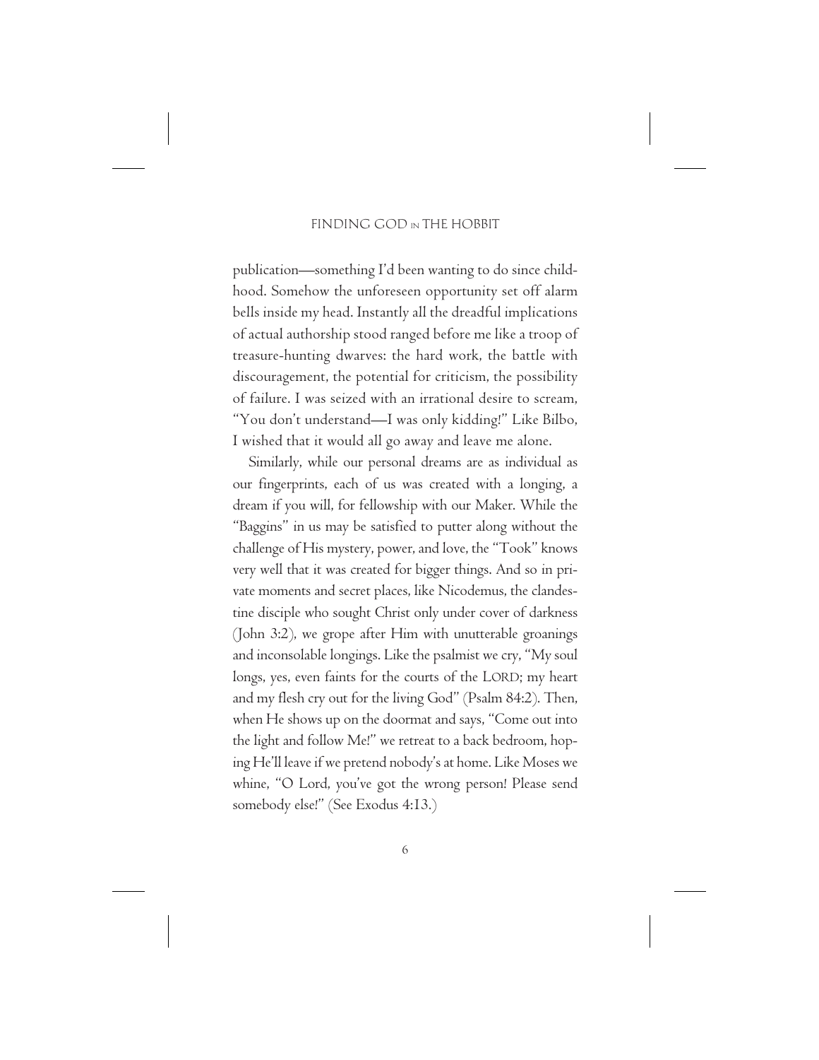publication—something I'd been wanting to do since childhood. Somehow the unforeseen opportunity set off alarm bells inside my head. Instantly all the dreadful implications of actual authorship stood ranged before me like a troop of treasure-hunting dwarves: the hard work, the battle with discouragement, the potential for criticism, the possibility of failure. I was seized with an irrational desire to scream, "You don't understand—I was only kidding!" Like Bilbo, I wished that it would all go away and leave me alone.

Similarly, while our personal dreams are as individual as our fingerprints, each of us was created with a longing, a dream if you will, for fellowship with our Maker. While the "Baggins" in us may be satisfied to putter along without the challenge of His mystery, power, and love, the "Took" knows very well that it was created for bigger things. And so in private moments and secret places, like Nicodemus, the clandestine disciple who sought Christ only under cover of darkness (John 3:2), we grope after Him with unutterable groanings and inconsolable longings. Like the psalmist we cry, "My soul longs, yes, even faints for the courts of the LORD; my heart and my flesh cry out for the living God" (Psalm 84:2). Then, when He shows up on the doormat and says, "Come out into the light and follow Me!" we retreat to a back bedroom, hoping He'll leave if we pretend nobody's at home. Like Moses we whine, "O Lord, you've got the wrong person! Please send somebody else!" (See Exodus 4:13.)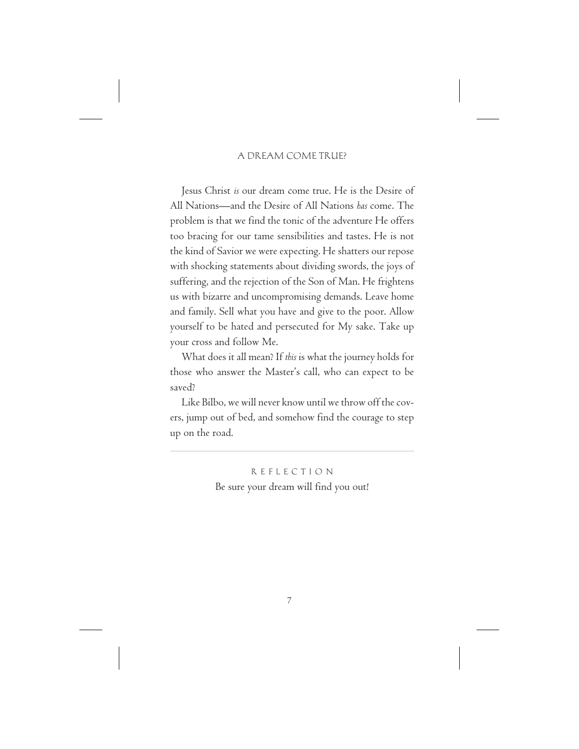Jesus Christ *is* our dream come true. He is the Desire of All Nations—and the Desire of All Nations *has* come. The problem is that we find the tonic of the adventure He offers too bracing for our tame sensibilities and tastes. He is not the kind of Savior we were expecting. He shatters our repose with shocking statements about dividing swords, the joys of suffering, and the rejection of the Son of Man. He frightens us with bizarre and uncompromising demands. Leave home and family. Sell what you have and give to the poor. Allow yourself to be hated and persecuted for My sake. Take up your cross and follow Me.

What does it all mean? If *this* is what the journey holds for those who answer the Master's call, who can expect to be saved?

Like Bilbo, we will never know until we throw off the covers, jump out of bed, and somehow find the courage to step up on the road.

---

REFLECTION

Be sure your dream will find you out!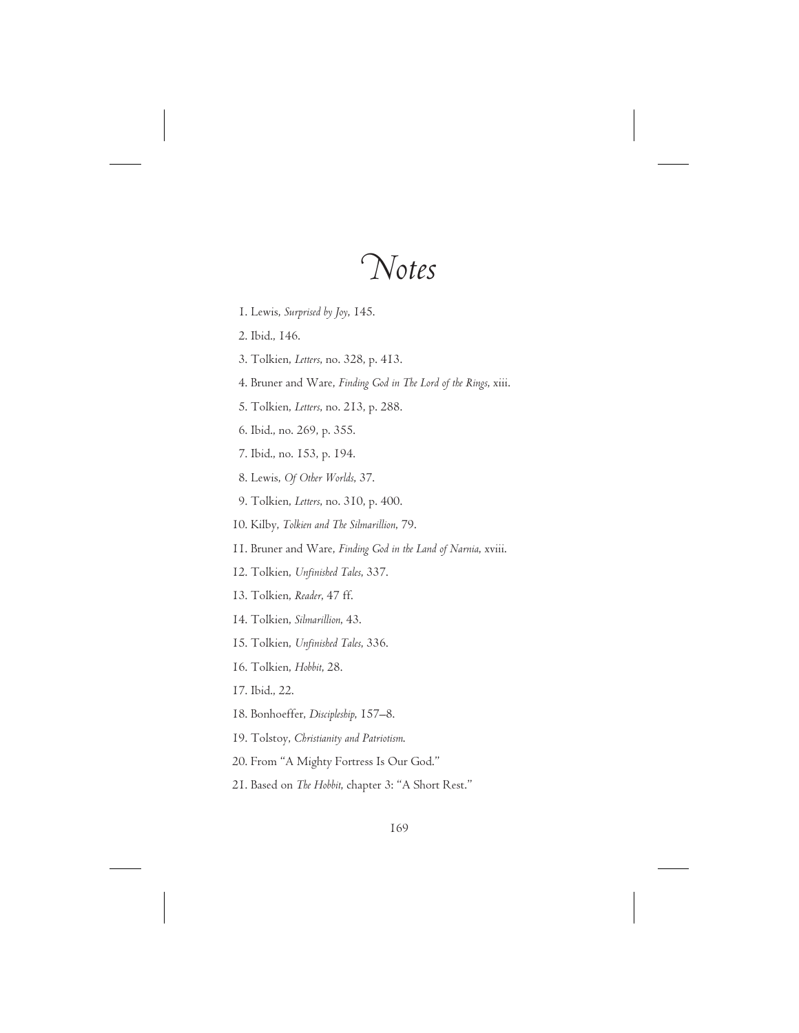# Notes

1. Lewis, *Surprised by Joy,* 145.
2. Ibid., 146.
3. Tolkien, *Letters,* no. 328, p. 413.
4. Bruner and Ware, *Finding God in The Lord of the Rings,* xiii.
5. Tolkien, *Letters,* no. 213, p. 288.
6. Ibid., no. 269, p. 355.
7. Ibid., no. 153, p. 194.
8. Lewis, *Of Other Worlds,* 37.
9. Tolkien, *Letters,* no. 310, p. 400.
10. Kilby, *Tolkien and The Silmarillion,* 79.
11. Bruner and Ware, *Finding God in the Land of Narnia,* xviii.
12. Tolkien, *Unfinished Tales,* 337.
13. Tolkien, *Reader,* 47 ff.
14. Tolkien, *Silmarillion,* 43.
15. Tolkien, *Unfinished Tales,* 336.
16. Tolkien, *Hobbit,* 28.
17. Ibid., 22.
18. Bonhoeffer, *Discipleship,* 157–8.
19. Tolstoy, *Christianity and Patriotism.*
20. From "A Mighty Fortress Is Our God."
21. Based on *The Hobbit,* chapter 3: "A Short Rest."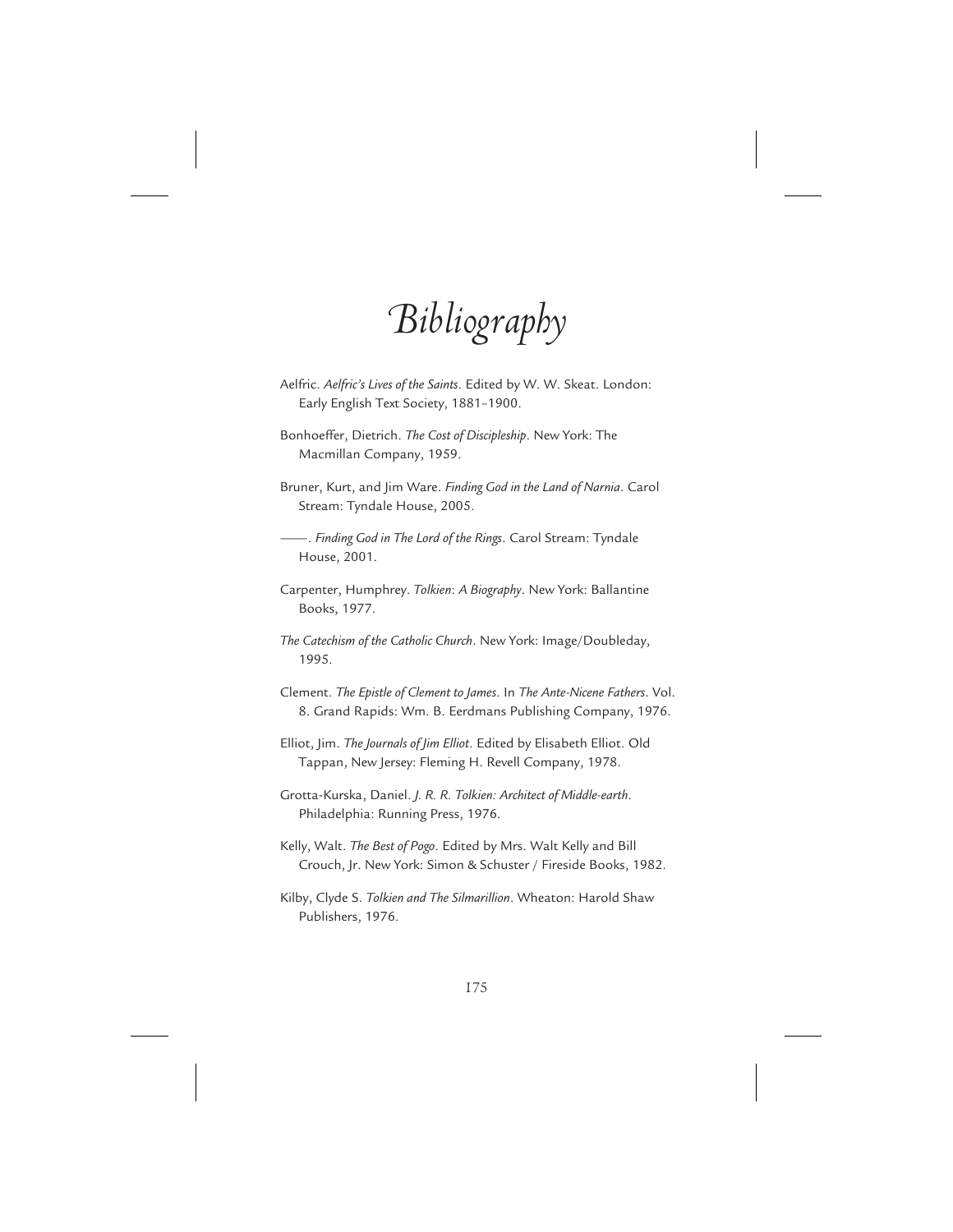# *Bibliography*

Aelfric. *Aelfric's Lives of the Saints*. Edited by W. W. Skeat. London: Early English Text Society, 1881–1900.

Bonhoeffer, Dietrich. *The Cost of Discipleship*. New York: The Macmillan Company, 1959.

Bruner, Kurt, and Jim Ware. *Finding God in the Land of Narnia*. Carol Stream: Tyndale House, 2005.

———. *Finding God in The Lord of the Rings*. Carol Stream: Tyndale House, 2001.

Carpenter, Humphrey. *Tolkien: A Biography*. New York: Ballantine Books, 1977.

*The Catechism of the Catholic Church*. New York: Image/Doubleday, 1995.

Clement. *The Epistle of Clement to James*. In *The Ante-Nicene Fathers*. Vol. 8. Grand Rapids: Wm. B. Eerdmans Publishing Company, 1976.

Elliot, Jim. *The Journals of Jim Elliot*. Edited by Elisabeth Elliot. Old Tappan, New Jersey: Fleming H. Revell Company, 1978.

Grotta-Kurska, Daniel. *J. R. R. Tolkien: Architect of Middle-earth*. Philadelphia: Running Press, 1976.

Kelly, Walt. *The Best of Pogo*. Edited by Mrs. Walt Kelly and Bill Crouch, Jr. New York: Simon & Schuster / Fireside Books, 1982.

Kilby, Clyde S. *Tolkien and The Silmarillion*. Wheaton: Harold Shaw Publishers, 1976.